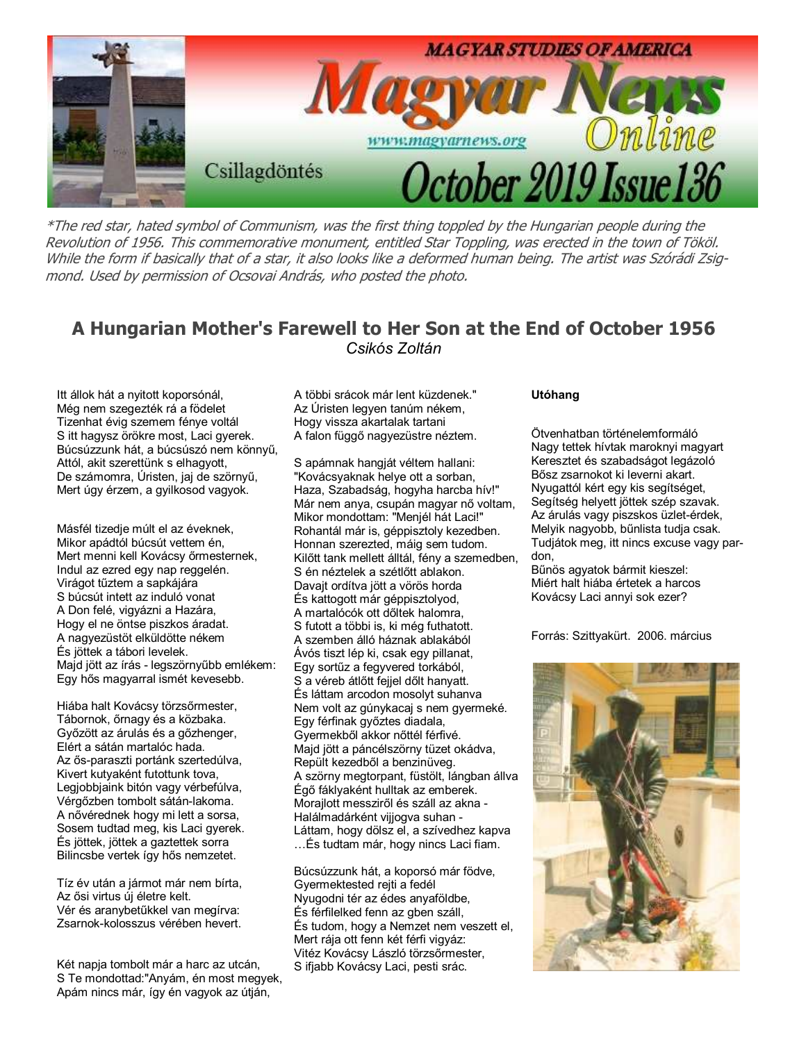MAGYAR STUDIES OF AMERICA

# Magyar News Online

www.magyarnews.org

Csillagdöntés

October 2019 Issue 136

*\*The red star, hated symbol of Communism, was the first thing toppled by the Hungarian people during the Revolution of 1956. This commemorative monument, entitled Star Toppling, was erected in the town of Tököl. While the form if basically that of a star, it also looks like a deformed human being. The artist was Szóródi Zsigmond. Used by permission of Ocsovai András, who posted the photo.*

## A Hungarian Mother's Farewell to Her Son at the End of October 1956

*Csikós Zoltán*

Itt állok hát a nyitott koporsónál,
Még nem szegezték rá a födelet
Tizenhat évig szemem fénye voltál
S itt hagysz örökre most, Laci gyerek.
Búcsúzzunk hát, a búcsúszó nem könnyű,
Attól, akit szerettünk s elhagyott,
De számomra, Úristen, jaj de szörnyű,
Mert úgy érzem, a gyilkosod vagyok.

Másfél tizedje múlt el az éveknek,
Mikor apádtól búcsút vettem én,
Mert menni kell Kovácsy őrmesternek,
Indul az ezred egy nap reggelén.
Virágot tűztem a sapkájára
S búcsút intett az induló vonat
A Don felé, vigyázni a Hazára,
Hogy el ne öntse piszkos áradat.
A nagyezüstöt elküldötte nékem
És jöttek a tábori levelek.
Majd jött az írás - legszörnyűbb emlékem:
Egy hős magyarral ismét kevesebb.

Hiába halt Kovácsy törzsőrmester,
Tábornok, őrnagy és a közbaka.
Győzött az árulás és a gőzhenger,
Elért a sátán martalóc hada.
Az ős-paraszti portánk szertedúlva,
Kivert kutyaként futottunk tova,
Legjobbjaink bitón vagy vérbefúlva,
Vérgőzben tombolt sátán-lakoma.
A nővérednek hogy mi lett a sorsa,
Sosem tudtad meg, kis Laci gyerek.
És jöttek, jöttek a gaztettek sorra
Bilincsbe vertek így hős nemzetet.

Tíz év után a jármot már nem bírta,
Az ősi virtus új életre kelt.
Vér és aranybetűkkel van megírva:
Zsarnok-kolosszus vérében hevert.

Két napja tombolt már a harc az utcán,
S Te mondottad:"Anyám, én most megyek,
Apám nincs már, így én vagyok az útján,
A többi srácok már lent küzdenek."
Az Úristen legyen tanúm nékem,
Hogy vissza akartalak tartani
A falon függő nagyezüstre néztem.

S apámnak hangját véltem hallani:
"Kovácsyaknak helye ott a sorban,
Haza, Szabadság, hogyha harcba hív!"
Már nem anya, csupán magyar nő voltam,
Mikor mondottam: "Menjél hát Laci!"
Rohantál már is, géppisztoly kezedben.
Honnan szerezted, máig sem tudom.
Kilőtt tank mellett álltál, fény a szemedben,
S én néztelek a szétlőtt ablakon.
Davajt ordítva jött a vörös horda
És kattogott már géppisztolyod,
A martalócok ott dőltek halomra,
S futott a többi is, ki még futhatott.
A szemben álló háznak ablakából
Ávós tiszt lép ki, csak egy pillanat,
Egy sortűz a fegyvered torkából,
S a véreb átlőtt fejjel dőlt hanyatt.
És láttam arcodon mosolyt suhanva
Nem volt az gúnykacaj s nem gyermeké.
Egy férfinak győztes diadala,
Gyermekből akkor nőttél férfivé.
Majd jött a páncélszörny tüzet okádva,
Repült kezedből a benzinüveg.
A szörny megtorpant, füstölt, lángban állva
Égő fáklyaként hulltak az emberek.
Morajlott messziről és száll az akna -
Halálmadárként vijjogva suhan -
Láttam, hogy dölsz el, a szívedhez kapva
…És tudtam már, hogy nincs Laci fiam.

Búcsúzzunk hát, a koporsó már födve,
Gyermektested rejti a fedél
Nyugodni tér az édes anyaföldbe,
És férfilelked fenn az gben száll,
És tudom, hogy a Nemzet nem veszett el,
Mert rája ott fenn két férfi vigyáz:
Vitéz Kovácsy László törzsőrmester,
S ifjabb Kovácsy Laci, pesti srác.

**Utóhang**

Ötvenhatban történelemformáló
Nagy tettek hívtak maroknyi magyart
Keresztet és szabadságot legázoló
Bősz zsarnokot ki leverni akart.
Nyugattól kért egy kis segítséget,
Segítség helyett jöttek szép szavak.
Az árulás vagy piszkos üzlet-érdek,
Melyik nagyobb, bűnlista tudja csak.
Tudjátok meg, itt nincs excuse vagy pardon,
Bűnös agyatok bármit kieszel:
Miért halt hiába értetek a harcos
Kovácsy Laci annyi sok ezer?

Forrás: Szittyakürt. 2006. március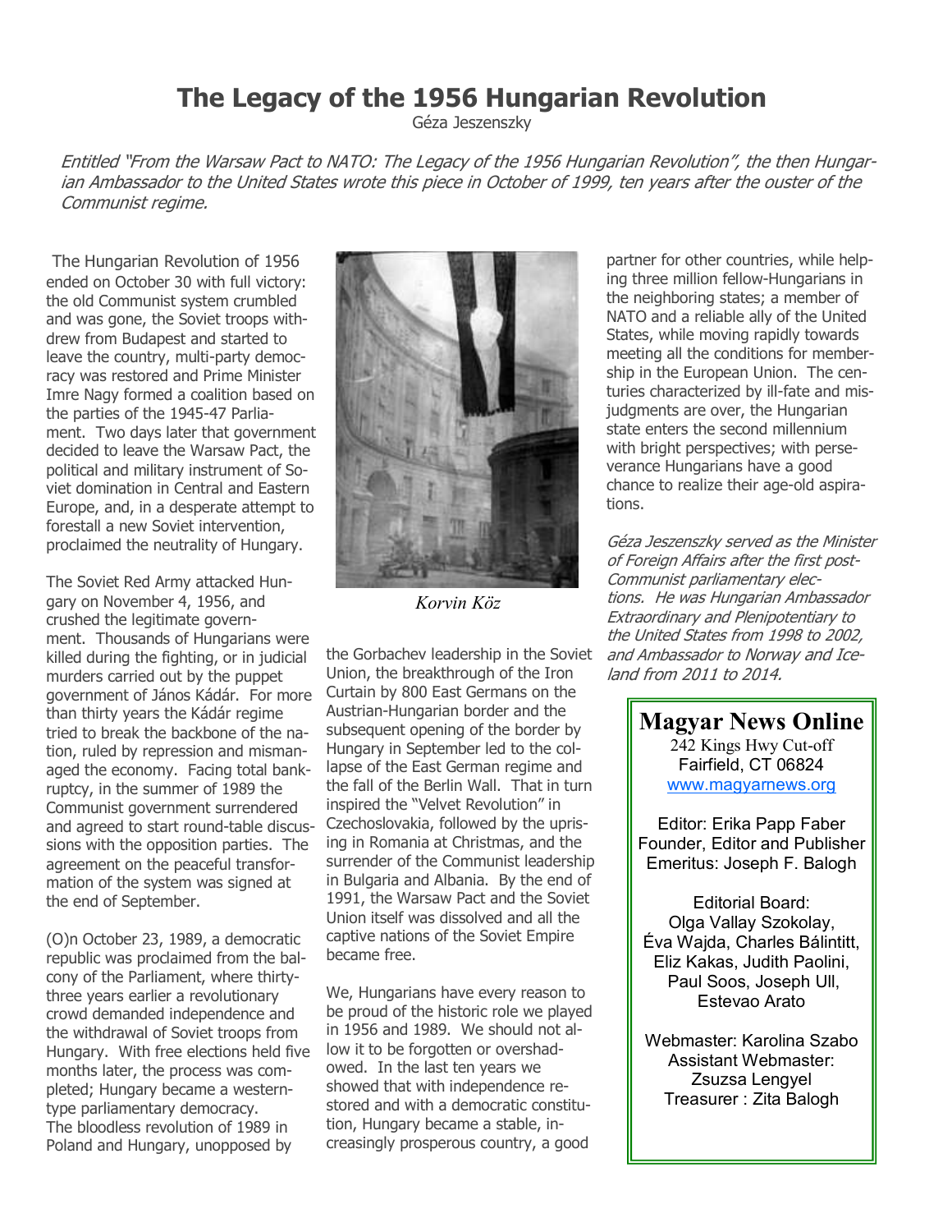# The Legacy of the 1956 Hungarian Revolution

Géza Jeszenszky

*Entitled "From the Warsaw Pact to NATO: The Legacy of the 1956 Hungarian Revolution", the then Hungarian Ambassador to the United States wrote this piece in October of 1999, ten years after the ouster of the Communist regime.*

The Hungarian Revolution of 1956 ended on October 30 with full victory: the old Communist system crumbled and was gone, the Soviet troops withdrew from Budapest and started to leave the country, multi-party democracy was restored and Prime Minister Imre Nagy formed a coalition based on the parties of the 1945-47 Parliament. Two days later that government decided to leave the Warsaw Pact, the political and military instrument of Soviet domination in Central and Eastern Europe, and, in a desperate attempt to forestall a new Soviet intervention, proclaimed the neutrality of Hungary.

The Soviet Red Army attacked Hungary on November 4, 1956, and crushed the legitimate government. Thousands of Hungarians were killed during the fighting, or in judicial murders carried out by the puppet government of János Kádár. For more than thirty years the Kádár regime tried to break the backbone of the nation, ruled by repression and mismanaged the economy. Facing total bankruptcy, in the summer of 1989 the Communist government surrendered and agreed to start round-table discussions with the opposition parties. The agreement on the peaceful transformation of the system was signed at the end of September.

(O)n October 23, 1989, a democratic republic was proclaimed from the balcony of the Parliament, where thirty-three years earlier a revolutionary crowd demanded independence and the withdrawal of Soviet troops from Hungary. With free elections held five months later, the process was completed; Hungary became a western-type parliamentary democracy.
The bloodless revolution of 1989 in Poland and Hungary, unopposed by the Gorbachev leadership in the Soviet Union, the breakthrough of the Iron Curtain by 800 East Germans on the Austrian-Hungarian border and the subsequent opening of the border by Hungary in September led to the collapse of the East German regime and the fall of the Berlin Wall. That in turn inspired the "Velvet Revolution" in Czechoslovakia, followed by the uprising in Romania at Christmas, and the surrender of the Communist leadership in Bulgaria and Albania. By the end of 1991, the Warsaw Pact and the Soviet Union itself was dissolved and all the captive nations of the Soviet Empire became free.

Korvin Köz

We, Hungarians have every reason to be proud of the historic role we played in 1956 and 1989. We should not allow it to be forgotten or overshadowed. In the last ten years we showed that with independence restored and with a democratic constitution, Hungary became a stable, increasingly prosperous country, a good partner for other countries, while helping three million fellow-Hungarians in the neighboring states; a member of NATO and a reliable ally of the United States, while moving rapidly towards meeting all the conditions for membership in the European Union. The centuries characterized by ill-fate and misjudgments are over, the Hungarian state enters the second millennium with bright perspectives; with perseverance Hungarians have a good chance to realize their age-old aspirations.

*Géza Jeszenszky served as the Minister of Foreign Affairs after the first post-Communist parliamentary elections. He was Hungarian Ambassador Extraordinary and Plenipotentiary to the United States from 1998 to 2002, and Ambassador to Norway and Iceland from 2011 to 2014.*

**Magyar News Online**
242 Kings Hwy Cut-off
Fairfield, CT 06824
www.magyarnews.org

Editor: Erika Papp Faber
Founder, Editor and Publisher Emeritus: Joseph F. Balogh

Editorial Board:
Olga Vallay Szokolay, Éva Wajda, Charles Bálintitt, Eliz Kakas, Judith Paolini, Paul Soos, Joseph Ull, Estevao Arato

Webmaster: Karolina Szabo
Assistant Webmaster: Zsuzsa Lengyel
Treasurer : Zita Balogh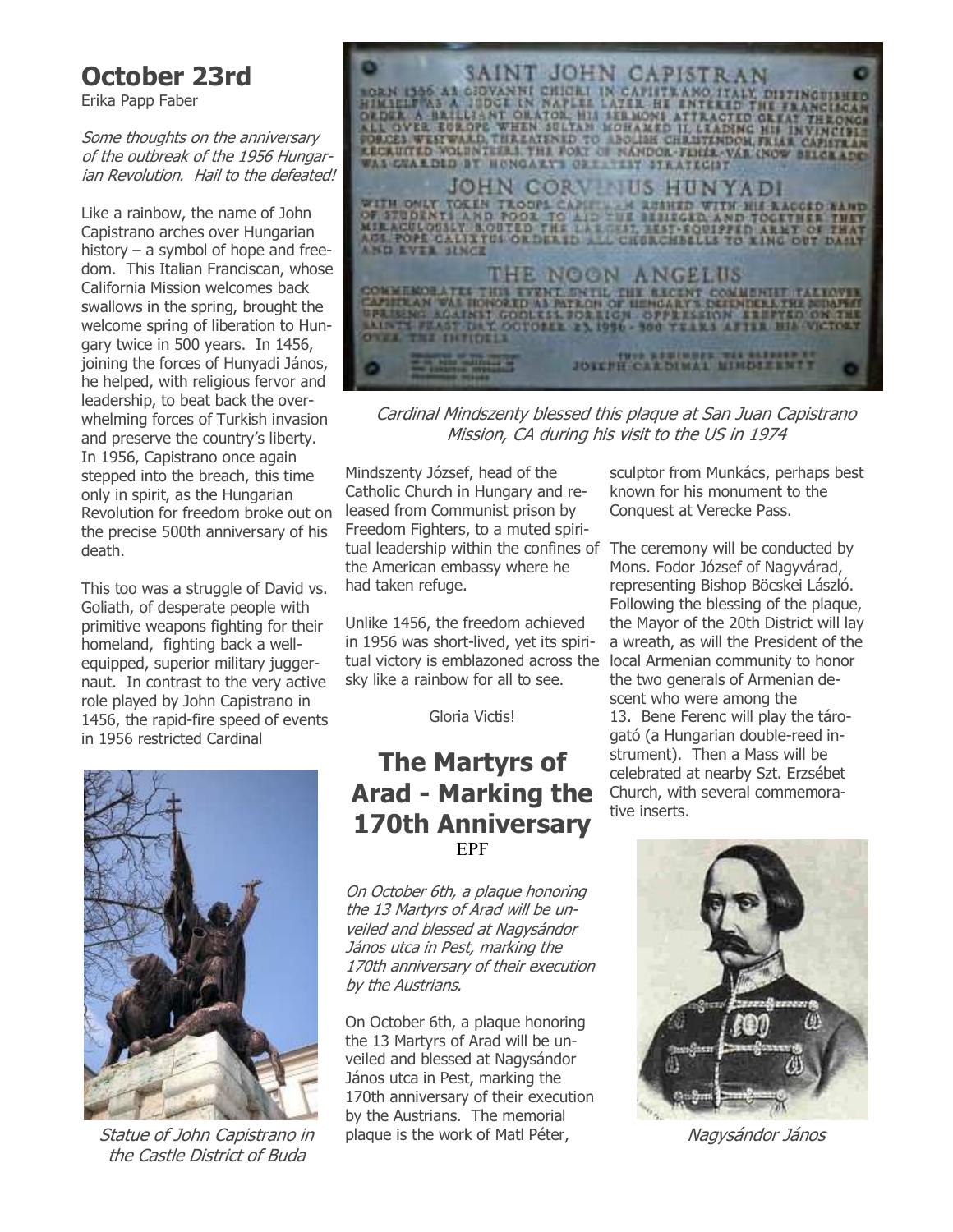## October 23rd

Erika Papp Faber

*Some thoughts on the anniversary of the outbreak of the 1956 Hungarian Revolution. Hail to the defeated!*

Like a rainbow, the name of John Capistrano arches over Hungarian history – a symbol of hope and freedom. This Italian Franciscan, whose California Mission welcomes back swallows in the spring, brought the welcome spring of liberation to Hungary twice in 500 years. In 1456, joining the forces of Hunyadi János, he helped, with religious fervor and leadership, to beat back the overwhelming forces of Turkish invasion and preserve the country's liberty. In 1956, Capistrano once again stepped into the breach, this time only in spirit, as the Hungarian Revolution for freedom broke out on the precise 500th anniversary of his death.

This too was a struggle of David vs. Goliath, of desperate people with primitive weapons fighting for their homeland, fighting back a well-equipped, superior military juggernaut. In contrast to the very active role played by John Capistrano in 1456, the rapid-fire speed of events in 1956 restricted Cardinal Mindszenty József, head of the Catholic Church in Hungary and released from Communist prison by Freedom Fighters, to a muted spiritual leadership within the confines of the American embassy where he had taken refuge.

Unlike 1456, the freedom achieved in 1956 was short-lived, yet its spiritual victory is emblazoned across the sky like a rainbow for all to see.

Gloria Victis!

*Statue of John Capistrano in the Castle District of Buda*

*Cardinal Mindszenty blessed this plaque at San Juan Capistrano Mission, CA during his visit to the US in 1974*

## The Martyrs of Arad - Marking the 170th Anniversary

EPF

*On October 6th, a plaque honoring the 13 Martyrs of Arad will be unveiled and blessed at Nagysándor János utca in Pest, marking the 170th anniversary of their execution by the Austrians.*

On October 6th, a plaque honoring the 13 Martyrs of Arad will be unveiled and blessed at Nagysándor János utca in Pest, marking the 170th anniversary of their execution by the Austrians. The memorial plaque is the work of Matl Péter, sculptor from Munkács, perhaps best known for his monument to the Conquest at Verecke Pass.

The ceremony will be conducted by Mons. Fodor József of Nagyvárad, representing Bishop Böcskei László. Following the blessing of the plaque, the Mayor of the 20th District will lay a wreath, as will the President of the local Armenian community to honor the two generals of Armenian descent who were among the 13. Bene Ferenc will play the tárogató (a Hungarian double-reed instrument). Then a Mass will be celebrated at nearby Szt. Erzsébet Church, with several commemorative inserts.

*Nagysándor János*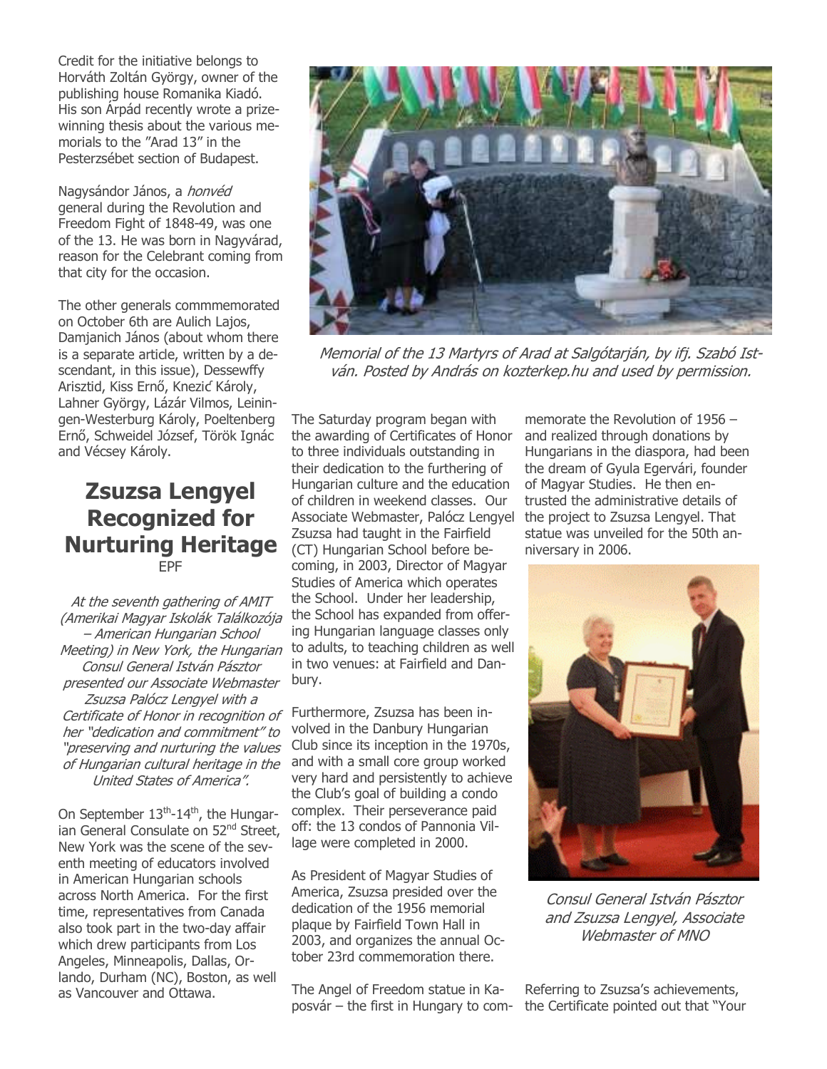Credit for the initiative belongs to Horváth Zoltán György, owner of the publishing house Romanika Kiadó. His son Árpád recently wrote a prize-winning thesis about the various memorials to the "Arad 13" in the Pesterzsébet section of Budapest.

Nagysándor János, a *honvéd* general during the Revolution and Freedom Fight of 1848-49, was one of the 13. He was born in Nagyvárad, reason for the Celebrant coming from that city for the occasion.

The other generals commmemorated on October 6th are Aulich Lajos, Damjanich János (about whom there is a separate article, written by a descendant, in this issue), Dessewffy Arisztid, Kiss Ernő, Knezić Károly, Lahner György, Lázár Vilmos, Leiningen-Westerburg Károly, Poeltenberg Ernő, Schweidel József, Török Ignác and Vécsey Károly.

*Memorial of the 13 Martyrs of Arad at Salgótarján, by ifj. Szabó István. Posted by András on kozterkep.hu and used by permission.*

## Zsuzsa Lengyel Recognized for Nurturing Heritage

EPF

*At the seventh gathering of AMIT (Amerikai Magyar Iskolák Találkozója – American Hungarian School Meeting) in New York, the Hungarian Consul General István Pásztor presented our Associate Webmaster Zsuzsa Palócz Lengyel with a Certificate of Honor in recognition of her "dedication and commitment" to "preserving and nurturing the values of Hungarian cultural heritage in the United States of America".*

On September 13th-14th, the Hungarian General Consulate on 52nd Street, New York was the scene of the seventh meeting of educators involved in American Hungarian schools across North America. For the first time, representatives from Canada also took part in the two-day affair which drew participants from Los Angeles, Minneapolis, Dallas, Orlando, Durham (NC), Boston, as well as Vancouver and Ottawa.

The Saturday program began with the awarding of Certificates of Honor to three individuals outstanding in their dedication to the furthering of Hungarian culture and the education of children in weekend classes. Our Associate Webmaster, Palócz Lengyel Zsuzsa had taught in the Fairfield (CT) Hungarian School before becoming, in 2003, Director of Magyar Studies of America which operates the School. Under her leadership, the School has expanded from offering Hungarian language classes only to adults, to teaching children as well in two venues: at Fairfield and Danbury.

Furthermore, Zsuzsa has been involved in the Danbury Hungarian Club since its inception in the 1970s, and with a small core group worked very hard and persistently to achieve the Club's goal of building a condo complex. Their perseverance paid off: the 13 condos of Pannonia Village were completed in 2000.

As President of Magyar Studies of America, Zsuzsa presided over the dedication of the 1956 memorial plaque by Fairfield Town Hall in 2003, and organizes the annual October 23rd commemoration there.

The Angel of Freedom statue in Kaposvár – the first in Hungary to commemorate the Revolution of 1956 – and realized through donations by Hungarians in the diaspora, had been the dream of Gyula Egervári, founder of Magyar Studies. He then entrusted the administrative details of the project to Zsuzsa Lengyel. That statue was unveiled for the 50th anniversary in 2006.

*Consul General István Pásztor and Zsuzsa Lengyel, Associate Webmaster of MNO*

Referring to Zsuzsa's achievements, the Certificate pointed out that "Your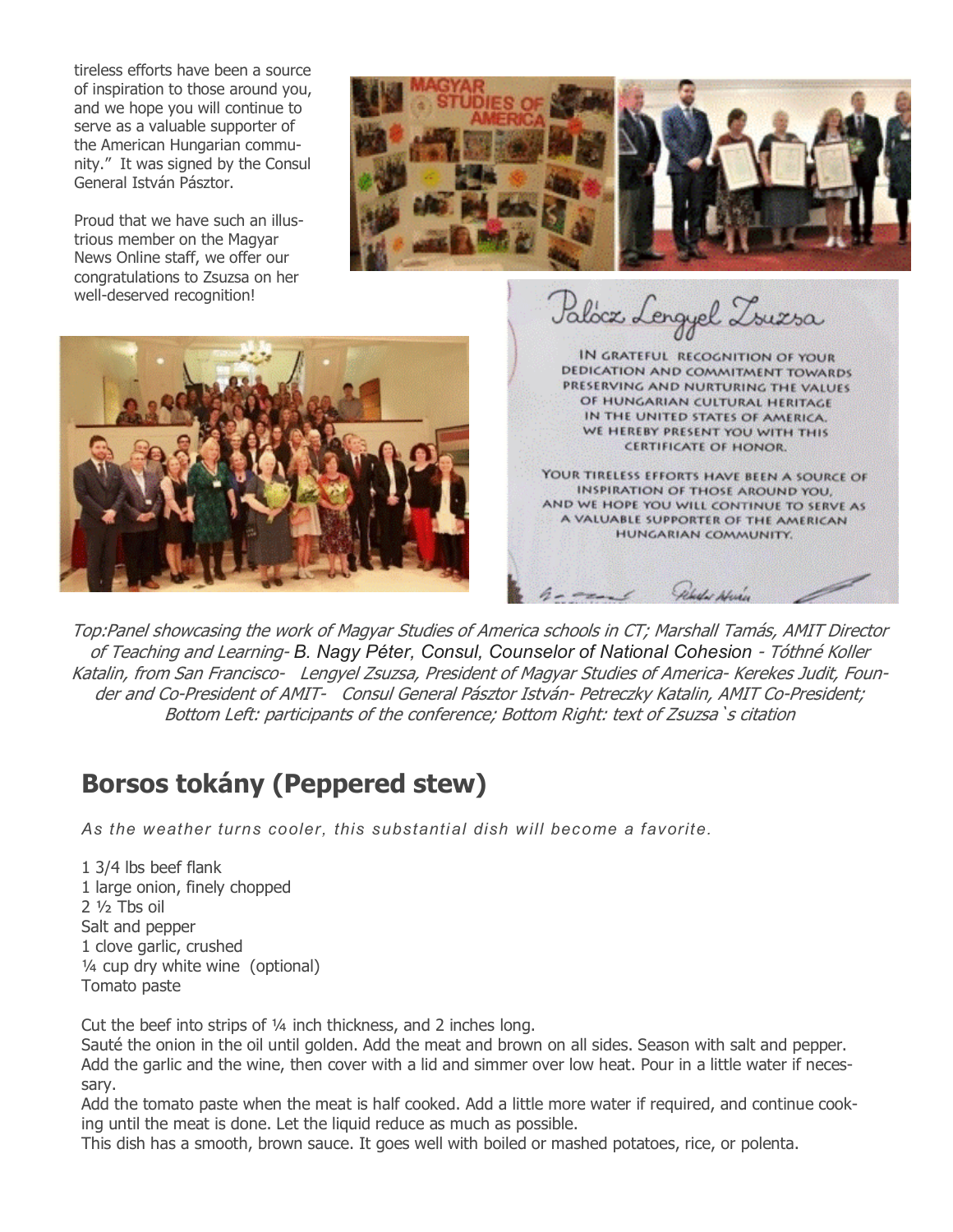tireless efforts have been a source of inspiration to those around you, and we hope you will continue to serve as a valuable supporter of the American Hungarian community." It was signed by the Consul General István Pásztor.

Proud that we have such an illustrious member on the Magyar News Online staff, we offer our congratulations to Zsuzsa on her well-deserved recognition!

*Top:Panel showcasing the work of Magyar Studies of America schools in CT; Marshall Tamás, AMIT Director of Teaching and Learning- B. Nagy Péter, Consul, Counselor of National Cohesion - Tóthné Koller Katalin, from San Francisco- Lengyel Zsuzsa, President of Magyar Studies of America- Kerekes Judit, Founder and Co-President of AMIT- Consul General Pásztor István- Petreczky Katalin, AMIT Co-President; Bottom Left: participants of the conference; Bottom Right: text of Zsuzsa`s citation*

## Borsos tokány (Peppered stew)

*As the weather turns cooler, this substantial dish will become a favorite.*

1 3/4 lbs beef flank
1 large onion, finely chopped
2 ½ Tbs oil
Salt and pepper
1 clove garlic, crushed
¼ cup dry white wine (optional)
Tomato paste

Cut the beef into strips of ¼ inch thickness, and 2 inches long.
Sauté the onion in the oil until golden. Add the meat and brown on all sides. Season with salt and pepper. Add the garlic and the wine, then cover with a lid and simmer over low heat. Pour in a little water if necessary.
Add the tomato paste when the meat is half cooked. Add a little more water if required, and continue cooking until the meat is done. Let the liquid reduce as much as possible.
This dish has a smooth, brown sauce. It goes well with boiled or mashed potatoes, rice, or polenta.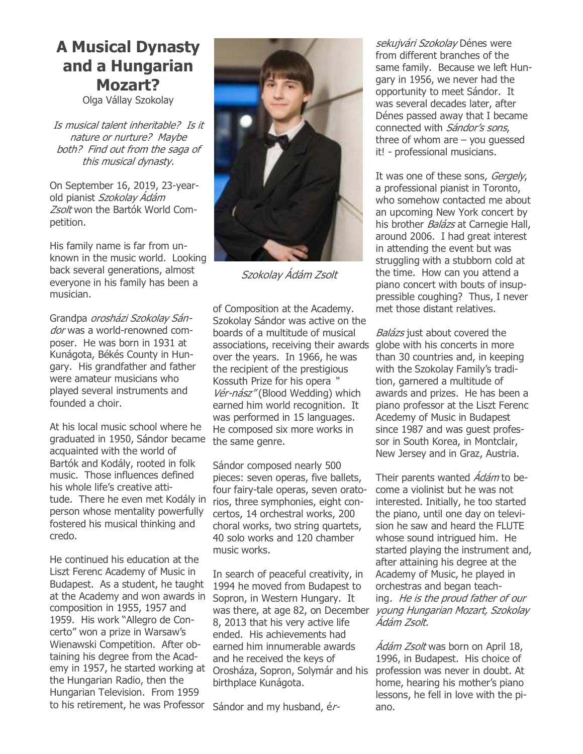# A Musical Dynasty and a Hungarian Mozart?

Olga Vállay Szokolay

*Is musical talent inheritable? Is it nature or nurture? Maybe both? Find out from the saga of this musical dynasty.*

On September 16, 2019, 23-year-old pianist *Szokolay Ádám Zsolt* won the Bartók World Competition.

His family name is far from unknown in the music world. Looking back several generations, almost everyone in his family has been a musician.

Grandpa *orosházi Szokolay Sándor* was a world-renowned composer. He was born in 1931 at Kunágota, Békés County in Hungary. His grandfather and father were amateur musicians who played several instruments and founded a choir.

At his local music school where he graduated in 1950, Sándor became acquainted with the world of Bartók and Kodály, rooted in folk music. Those influences defined his whole life's creative attitude. There he even met Kodály in person whose mentality powerfully fostered his musical thinking and credo.

He continued his education at the Liszt Ferenc Academy of Music in Budapest. As a student, he taught at the Academy and won awards in composition in 1955, 1957 and 1959. His work "Allegro de Concerto" won a prize in Warsaw's Wienawski Competition. After obtaining his degree from the Academy in 1957, he started working at the Hungarian Radio, then the Hungarian Television. From 1959 to his retirement, he was Professor of Composition at the Academy. Szokolay Sándor was active on the boards of a multitude of musical associations, receiving their awards over the years. In 1966, he was the recipient of the prestigious Kossuth Prize for his opera "*Vér-nász"* (Blood Wedding) which earned him world recognition. It was performed in 15 languages. He composed six more works in the same genre.

*Szokolay Ádám Zsolt*

Sándor composed nearly 500 pieces: seven operas, five ballets, four fairy-tale operas, seven oratorios, three symphonies, eight concertos, 14 orchestral works, 200 choral works, two string quartets, 40 solo works and 120 chamber music works.

In search of peaceful creativity, in 1994 he moved from Budapest to Sopron, in Western Hungary. It was there, at age 82, on December 8, 2013 that his very active life ended. His achievements had earned him innumerable awards and he received the keys of Orosháza, Sopron, Solymár and his birthplace Kunágota.

Sándor and my husband, *érsekujvári Szokolay* Dénes were from different branches of the same family. Because we left Hungary in 1956, we never had the opportunity to meet Sándor. It was several decades later, after Dénes passed away that I became connected with *Sándor's sons*, three of whom are – you guessed it! - professional musicians.

It was one of these sons, *Gergely*, a professional pianist in Toronto, who somehow contacted me about an upcoming New York concert by his brother *Balázs* at Carnegie Hall, around 2006. I had great interest in attending the event but was struggling with a stubborn cold at the time. How can you attend a piano concert with bouts of insuppressible coughing? Thus, I never met those distant relatives.

*Balázs* just about covered the globe with his concerts in more than 30 countries and, in keeping with the Szokolay Family's tradition, garnered a multitude of awards and prizes. He has been a piano professor at the Liszt Ferenc Acedemy of Music in Budapest since 1987 and was guest professor in South Korea, in Montclair, New Jersey and in Graz, Austria.

Their parents wanted *Ádám* to become a violinist but he was not interested. Initially, he too started the piano, until one day on television he saw and heard the FLUTE whose sound intrigued him. He started playing the instrument and, after attaining his degree at the Academy of Music, he played in orchestras and began teaching. *He is the proud father of our young Hungarian Mozart, Szokolay Ádám Zsolt.*

*Ádám Zsolt* was born on April 18, 1996, in Budapest. His choice of profession was never in doubt. At home, hearing his mother's piano lessons, he fell in love with the piano.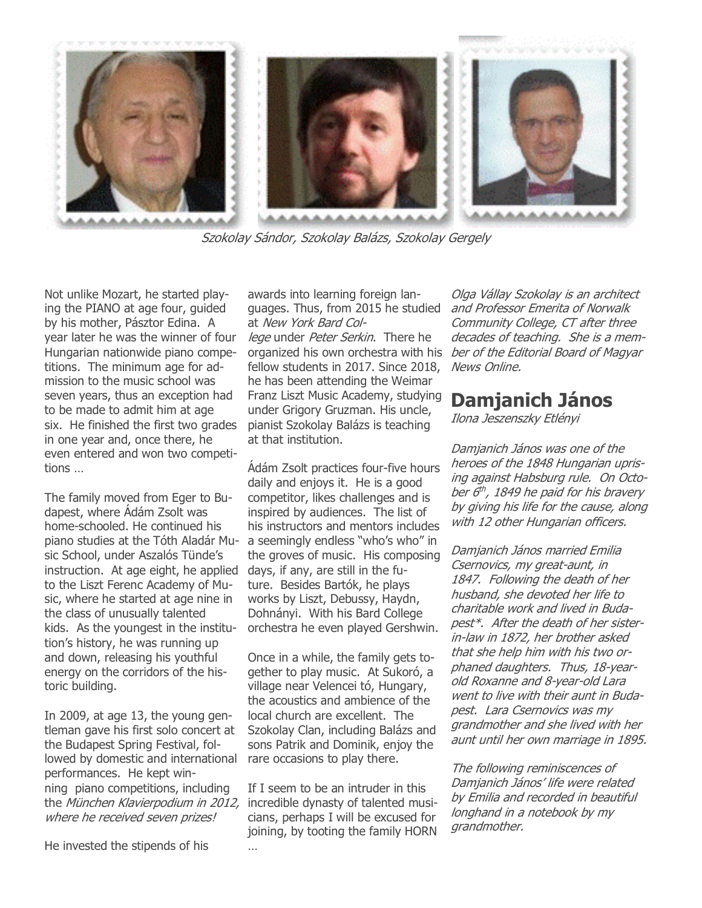*Szokolay Sándor, Szokolay Balázs, Szokolay Gergely*

Not unlike Mozart, he started playing the PIANO at age four, guided by his mother, Pásztor Edina. A year later he was the winner of four Hungarian nationwide piano competitions. The minimum age for admission to the music school was seven years, thus an exception had to be made to admit him at age six. He finished the first two grades in one year and, once there, he even entered and won two competitions …

The family moved from Eger to Budapest, where Ádám Zsolt was home-schooled. He continued his piano studies at the Tóth Aladár Music School, under Aszalós Tünde's instruction. At age eight, he applied to the Liszt Ferenc Academy of Music, where he started at age nine in the class of unusually talented kids. As the youngest in the institution's history, he was running up and down, releasing his youthful energy on the corridors of the historic building.

In 2009, at age 13, the young gentleman gave his first solo concert at the Budapest Spring Festival, followed by domestic and international performances. He kept winning piano competitions, including the *München Klavierpodium in 2012, where he received seven prizes!*

He invested the stipends of his awards into learning foreign languages. Thus, from 2015 he studied at *New York Bard College* under *Peter Serkin*. There he organized his own orchestra with his fellow students in 2017. Since 2018, he has been attending the Weimar Franz Liszt Music Academy, studying under Grigory Gruzman. His uncle, pianist Szokolay Balázs is teaching at that institution.

Ádám Zsolt practices four-five hours daily and enjoys it. He is a good competitor, likes challenges and is inspired by audiences. The list of his instructors and mentors includes a seemingly endless "who's who" in the groves of music. His composing days, if any, are still in the future. Besides Bartók, he plays works by Liszt, Debussy, Haydn, Dohnányi. With his Bard College orchestra he even played Gershwin.

Once in a while, the family gets together to play music. At Sukoró, a village near Velencei tó, Hungary, the acoustics and ambience of the local church are excellent. The Szokolay Clan, including Balázs and sons Patrik and Dominik, enjoy the rare occasions to play there.

If I seem to be an intruder in this incredible dynasty of talented musicians, perhaps I will be excused for joining, by tooting the family HORN …

*Olga Vállay Szokolay is an architect and Professor Emerita of Norwalk Community College, CT after three decades of teaching. She is a member of the Editorial Board of Magyar News Online.*

## Damjanich János

*Ilona Jeszenszky Etlényi*

*Damjanich János was one of the heroes of the 1848 Hungarian uprising against Habsburg rule. On October 6th, 1849 he paid for his bravery by giving his life for the cause, along with 12 other Hungarian officers.*

*Damjanich János married Emilia Csernovics, my great-aunt, in 1847. Following the death of her husband, she devoted her life to charitable work and lived in Budapest*. After the death of her sister-in-law in 1872, her brother asked that she help him with his two orphaned daughters. Thus, 18-year-old Roxanne and 8-year-old Lara went to live with their aunt in Budapest. Lara Csernovics was my grandmother and she lived with her aunt until her own marriage in 1895.*

*The following reminiscences of Damjanich János' life were related by Emilia and recorded in beautiful longhand in a notebook by my grandmother.*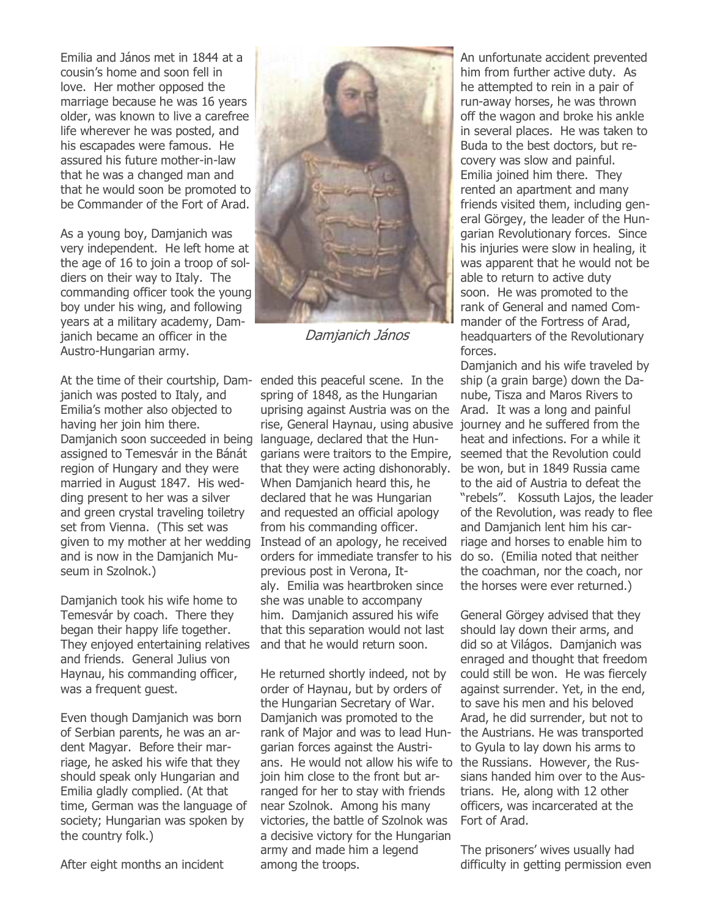Emilia and János met in 1844 at a cousin's home and soon fell in love. Her mother opposed the marriage because he was 16 years older, was known to live a carefree life wherever he was posted, and his escapades were famous. He assured his future mother-in-law that he was a changed man and that he would soon be promoted to be Commander of the Fort of Arad.

As a young boy, Damjanich was very independent. He left home at the age of 16 to join a troop of soldiers on their way to Italy. The commanding officer took the young boy under his wing, and following years at a military academy, Damjanich became an officer in the Austro-Hungarian army.

*Damjanich János*

At the time of their courtship, Damjanich was posted to Italy, and Emilia's mother also objected to having her join him there. Damjanich soon succeeded in being assigned to Temesvár in the Bánát region of Hungary and they were married in August 1847. His wedding present to her was a silver and green crystal traveling toiletry set from Vienna. (This set was given to my mother at her wedding and is now in the Damjanich Museum in Szolnok.)

Damjanich took his wife home to Temesvár by coach. There they began their happy life together. They enjoyed entertaining relatives and friends. General Julius von Haynau, his commanding officer, was a frequent guest.

Even though Damjanich was born of Serbian parents, he was an ardent Magyar. Before their marriage, he asked his wife that they should speak only Hungarian and Emilia gladly complied. (At that time, German was the language of society; Hungarian was spoken by the country folk.)

After eight months an incident ended this peaceful scene. In the spring of 1848, as the Hungarian uprising against Austria was on the rise, General Haynau, using abusive language, declared that the Hungarians were traitors to the Empire, that they were acting dishonorably. When Damjanich heard this, he declared that he was Hungarian and requested an official apology from his commanding officer. Instead of an apology, he received orders for immediate transfer to his previous post in Verona, Italy. Emilia was heartbroken since she was unable to accompany him. Damjanich assured his wife that this separation would not last and that he would return soon.

He returned shortly indeed, not by order of Haynau, but by orders of the Hungarian Secretary of War. Damjanich was promoted to the rank of Major and was to lead Hungarian forces against the Austrians. He would not allow his wife to join him close to the front but arranged for her to stay with friends near Szolnok. Among his many victories, the battle of Szolnok was a decisive victory for the Hungarian army and made him a legend among the troops.

An unfortunate accident prevented him from further active duty. As he attempted to rein in a pair of run-away horses, he was thrown off the wagon and broke his ankle in several places. He was taken to Buda to the best doctors, but recovery was slow and painful. Emilia joined him there. They rented an apartment and many friends visited them, including general Görgey, the leader of the Hungarian Revolutionary forces. Since his injuries were slow in healing, it was apparent that he would not be able to return to active duty soon. He was promoted to the rank of General and named Commander of the Fortress of Arad, headquarters of the Revolutionary forces.

Damjanich and his wife traveled by ship (a grain barge) down the Danube, Tisza and Maros Rivers to Arad. It was a long and painful journey and he suffered from the heat and infections. For a while it seemed that the Revolution could be won, but in 1849 Russia came to the aid of Austria to defeat the "rebels". Kossuth Lajos, the leader of the Revolution, was ready to flee and Damjanich lent him his carriage and horses to enable him to do so. (Emilia noted that neither the coachman, nor the coach, nor the horses were ever returned.)

General Görgey advised that they should lay down their arms, and did so at Világos. Damjanich was enraged and thought that freedom could still be won. He was fiercely against surrender. Yet, in the end, to save his men and his beloved Arad, he did surrender, but not to the Austrians. He was transported to Gyula to lay down his arms to the Russians. However, the Russians handed him over to the Austrians. He, along with 12 other officers, was incarcerated at the Fort of Arad.

The prisoners' wives usually had difficulty in getting permission even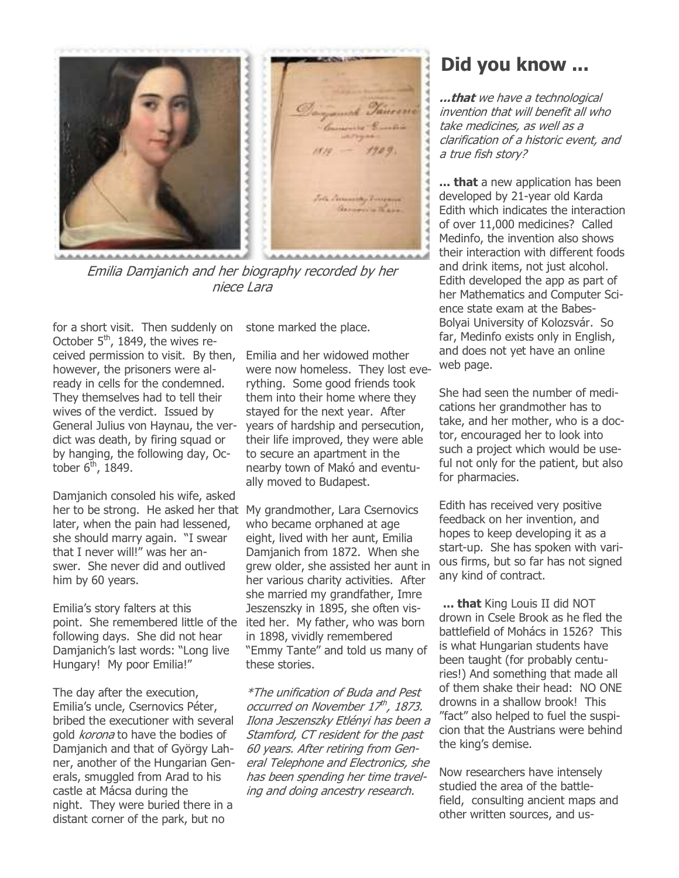Emilia Damjanich and her biography recorded by her niece Lara

for a short visit. Then suddenly on October 5th, 1849, the wives received permission to visit. By then, however, the prisoners were already in cells for the condemned. They themselves had to tell their wives of the verdict. Issued by General Julius von Haynau, the verdict was death, by firing squad or by hanging, the following day, October 6th, 1849.

Damjanich consoled his wife, asked her to be strong. He asked her that later, when the pain had lessened, she should marry again. "I swear that I never will!" was her answer. She never did and outlived him by 60 years.

Emilia's story falters at this point. She remembered little of the following days. She did not hear Damjanich's last words: "Long live Hungary! My poor Emilia!"

The day after the execution, Emilia's uncle, Csernovics Péter, bribed the executioner with several gold *korona* to have the bodies of Damjanich and that of György Lahner, another of the Hungarian Generals, smuggled from Arad to his castle at Mácsa during the night. They were buried there in a distant corner of the park, but no stone marked the place.

Emilia and her widowed mother were now homeless. They lost everything. Some good friends took them into their home where they stayed for the next year. After years of hardship and persecution, their life improved, they were able to secure an apartment in the nearby town of Makó and eventually moved to Budapest.

My grandmother, Lara Csernovics who became orphaned at age eight, lived with her aunt, Emilia Damjanich from 1872. When she grew older, she assisted her aunt in her various charity activities. After she married my grandfather, Imre Jeszenszky in 1895, she often visited her. My father, who was born in 1898, vividly remembered "Emmy Tante" and told us many of these stories.

*\*The unification of Buda and Pest occurred on November 17th, 1873. Ilona Jeszenszky Etlényi has been a Stamford, CT resident for the past 60 years. After retiring from General Telephone and Electronics, she has been spending her time traveling and doing ancestry research.*

# Did you know ...

***...that** we have a technological invention that will benefit all who take medicines, as well as a clarification of a historic event, and a true fish story?*

**... that** a new application has been developed by 21-year old Karda Edith which indicates the interaction of over 11,000 medicines? Called Medinfo, the invention also shows their interaction with different foods and drink items, not just alcohol. Edith developed the app as part of her Mathematics and Computer Science state exam at the Babes-Bolyai University of Kolozsvár. So far, Medinfo exists only in English, and does not yet have an online web page.

She had seen the number of medications her grandmother has to take, and her mother, who is a doctor, encouraged her to look into such a project which would be useful not only for the patient, but also for pharmacies.

Edith has received very positive feedback on her invention, and hopes to keep developing it as a start-up. She has spoken with various firms, but so far has not signed any kind of contract.

**... that** King Louis II did NOT drown in Csele Brook as he fled the battlefield of Mohács in 1526? This is what Hungarian students have been taught (for probably centuries!) And something that made all of them shake their head: NO ONE drowns in a shallow brook! This "fact" also helped to fuel the suspicion that the Austrians were behind the king's demise.

Now researchers have intensely studied the area of the battlefield, consulting ancient maps and other written sources, and us-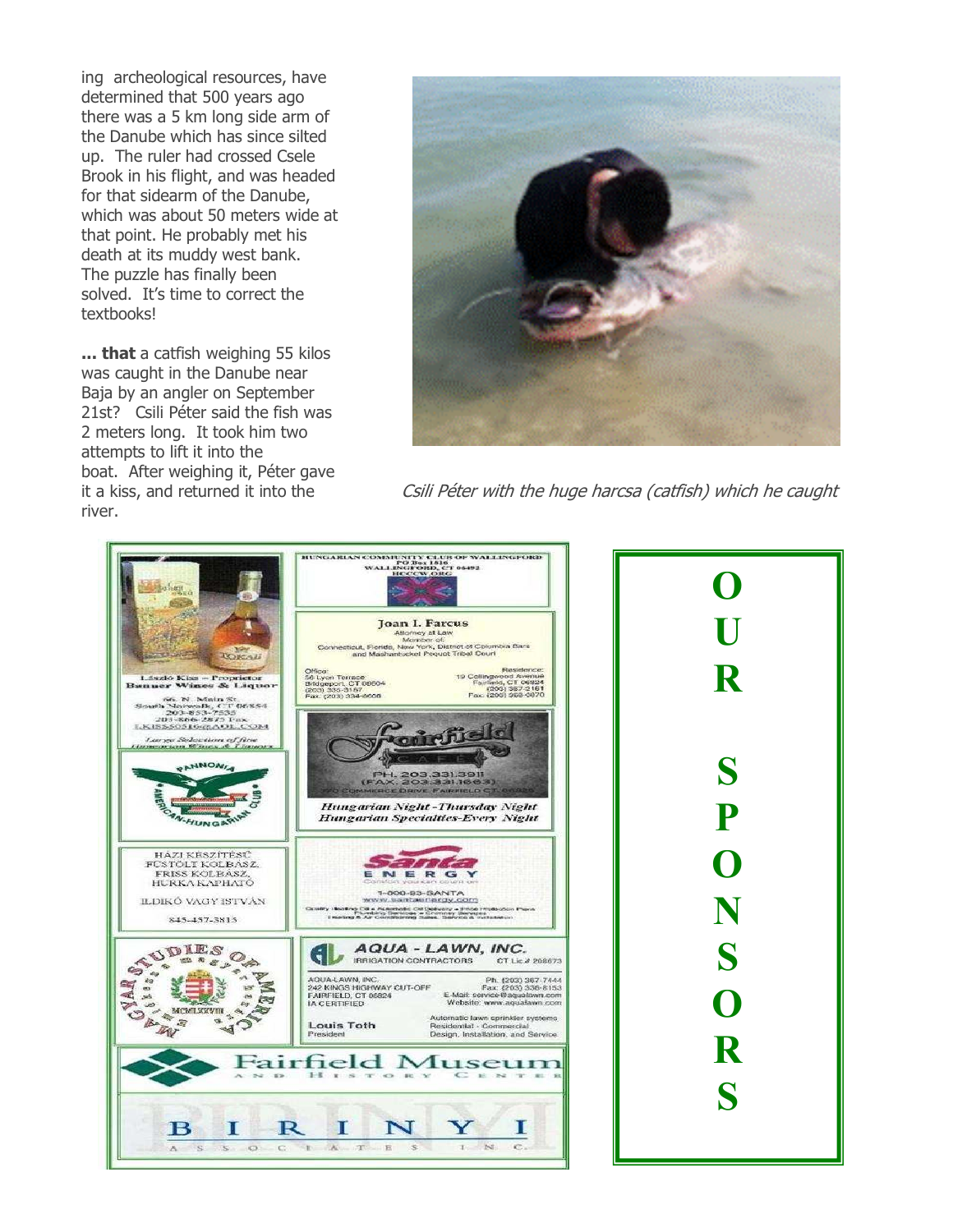ing archeological resources, have determined that 500 years ago there was a 5 km long side arm of the Danube which has since silted up. The ruler had crossed Csele Brook in his flight, and was headed for that sidearm of the Danube, which was about 50 meters wide at that point. He probably met his death at its muddy west bank. The puzzle has finally been solved. It's time to correct the textbooks!

**... that** a catfish weighing 55 kilos was caught in the Danube near Baja by an angler on September 21st? Csili Péter said the fish was 2 meters long. It took him two attempts to lift it into the boat. After weighing it, Péter gave it a kiss, and returned it into the river.

*Csili Péter with the huge harcsa (catfish) which he caught*

László Kiss – Proprietor
Banner Wines & Liquor
66 N. Main St.
South Norwalk, CT 06854
203-853-7535
203-866-2875 Fax
LKISS50516@AOL.COM
Large Selection of fine Hungarian Wines & Liquors

Pannonia American-Hungarian Club

HÁZI KÉSZÍTÉSŰ
FÜSTÖLT KOLBÁSZ,
FRISS KOLBÁSZ,
HURKA KAPHATÓ
ILDIKÓ VAGY ISTVÁN
845-457-3813

Magyar Studies of America MCMLXXVIII

HUNGARIAN COMMUNITY CLUB OF WALLINGFORD
PO Box 1616
WALLINGFORD, CT 06492
HCCW.ORG

Joan I. Farcus
Attorney at Law
Member of:
Connecticut, Florida, New York, District of Columbia Bars and Mashantucket Pequot Tribal Court

Office:
56 Lyon Terrace
Bridgeport, CT 06604
(203) 335-3157
Fax: (203) 334-6606

Residence:
19 Collingwood Avenue
Fairfield, CT 06824
(203) 367-2161
Fax: (203) 368-0870

Fairfield Cafe
PH. 203.331.3911
(FAX 203.331.1663)
770 Commerce Drive, Fairfield CT 06825
*Hungarian Night - Thursday Night*
*Hungarian Specialties - Every Night*

Santa Energy
Comfort you can count on
1-800-93-SANTA
www.santaenergy.com
Quality Heating Oil • Automatic Oil Delivery • Price Protection Plans • Plumbing Services • Chimney Services • Heating & Air Conditioning Sales, Service & Installation

AQUA - LAWN, INC.
IRRIGATION CONTRACTORS CT Lic.# 268673
AQUA-LAWN, INC.
242 KINGS HIGHWAY CUT-OFF
FAIRFIELD, CT 06824
IA CERTIFIED
Ph. (203) 367-7444
Fax: (203) 336-8153
E-Mail: service@aqualawn.com
Website: www.aqualawn.com
Louis Toth
President
Automatic lawn sprinkler systems
Residential - Commercial
Design, Installation, and Service

Fairfield Museum and History Center

BIRINYI Associates Inc.

# OUR SPONSORS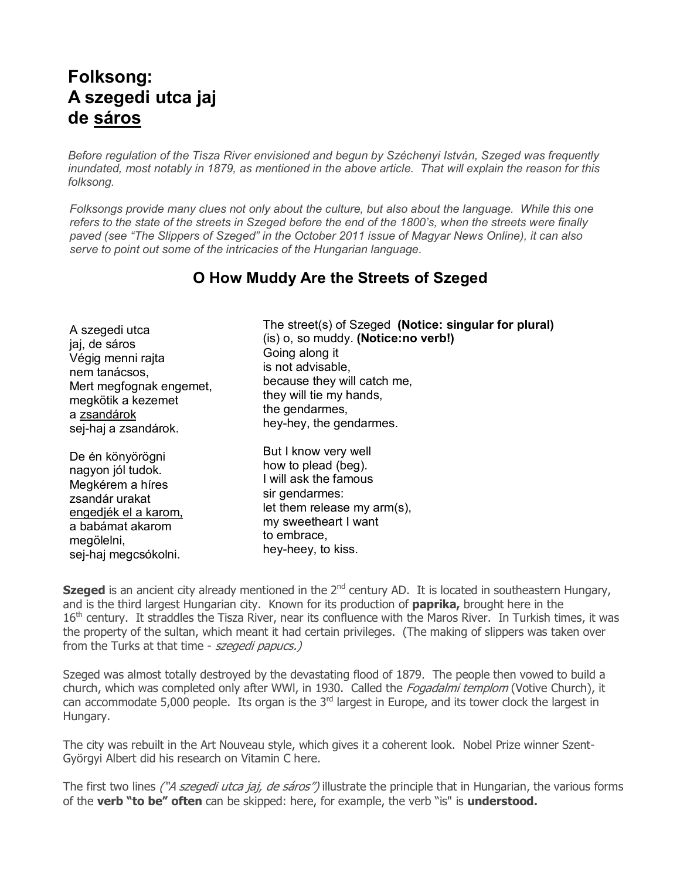# Folksong: A szegedi utca jaj de <u>sáros</u>

*Before regulation of the Tisza River envisioned and begun by Széchenyi István, Szeged was frequently inundated, most notably in 1879, as mentioned in the above article. That will explain the reason for this folksong.*

*Folksongs provide many clues not only about the culture, but also about the language. While this one refers to the state of the streets in Szeged before the end of the 1800's, when the streets were finally paved (see "The Slippers of Szeged" in the October 2011 issue of Magyar News Online), it can also serve to point out some of the intricacies of the Hungarian language.*

## O How Muddy Are the Streets of Szeged

| | |
|---|---|
| A szegedi utca<br>jaj, de sáros<br>Végig menni rajta<br>nem tanácsos,<br>Mert megfognak engemet,<br>megkötik a kezemet<br>a <u>zsandárok</u><br>sej-haj a zsandárok. | The street(s) of Szeged **(Notice: singular for plural)**<br>(is) o, so muddy. **(Notice:no verb!)**<br>Going along it<br>is not advisable,<br>because they will catch me,<br>they will tie my hands,<br>the gendarmes,<br>hey-hey, the gendarmes. |
| De én könyörögni<br>nagyon jól tudok.<br>Megkérem a híres<br>zsandár urakat<br><u>engedjék el a karom,</u><br>a babámat akarom<br>megölelni,<br>sej-haj megcsókolni. | But I know very well<br>how to plead (beg).<br>I will ask the famous<br>sir gendarmes:<br>let them release my arm(s),<br>my sweetheart I want<br>to embrace,<br>hey-heey, to kiss. |

**Szeged** is an ancient city already mentioned in the 2nd century AD. It is located in southeastern Hungary, and is the third largest Hungarian city. Known for its production of **paprika,** brought here in the 16th century. It straddles the Tisza River, near its confluence with the Maros River. In Turkish times, it was the property of the sultan, which meant it had certain privileges. (The making of slippers was taken over from the Turks at that time - *szegedi papucs.)*

Szeged was almost totally destroyed by the devastating flood of 1879. The people then vowed to build a church, which was completed only after WWI, in 1930. Called the *Fogadalmi templom* (Votive Church), it can accommodate 5,000 people. Its organ is the 3rd largest in Europe, and its tower clock the largest in Hungary.

The city was rebuilt in the Art Nouveau style, which gives it a coherent look. Nobel Prize winner Szent-Györgyi Albert did his research on Vitamin C here.

The first two lines *("A szegedi utca jaj, de sáros")* illustrate the principle that in Hungarian, the various forms of the **verb "to be" often** can be skipped: here, for example, the verb "is" is **understood.**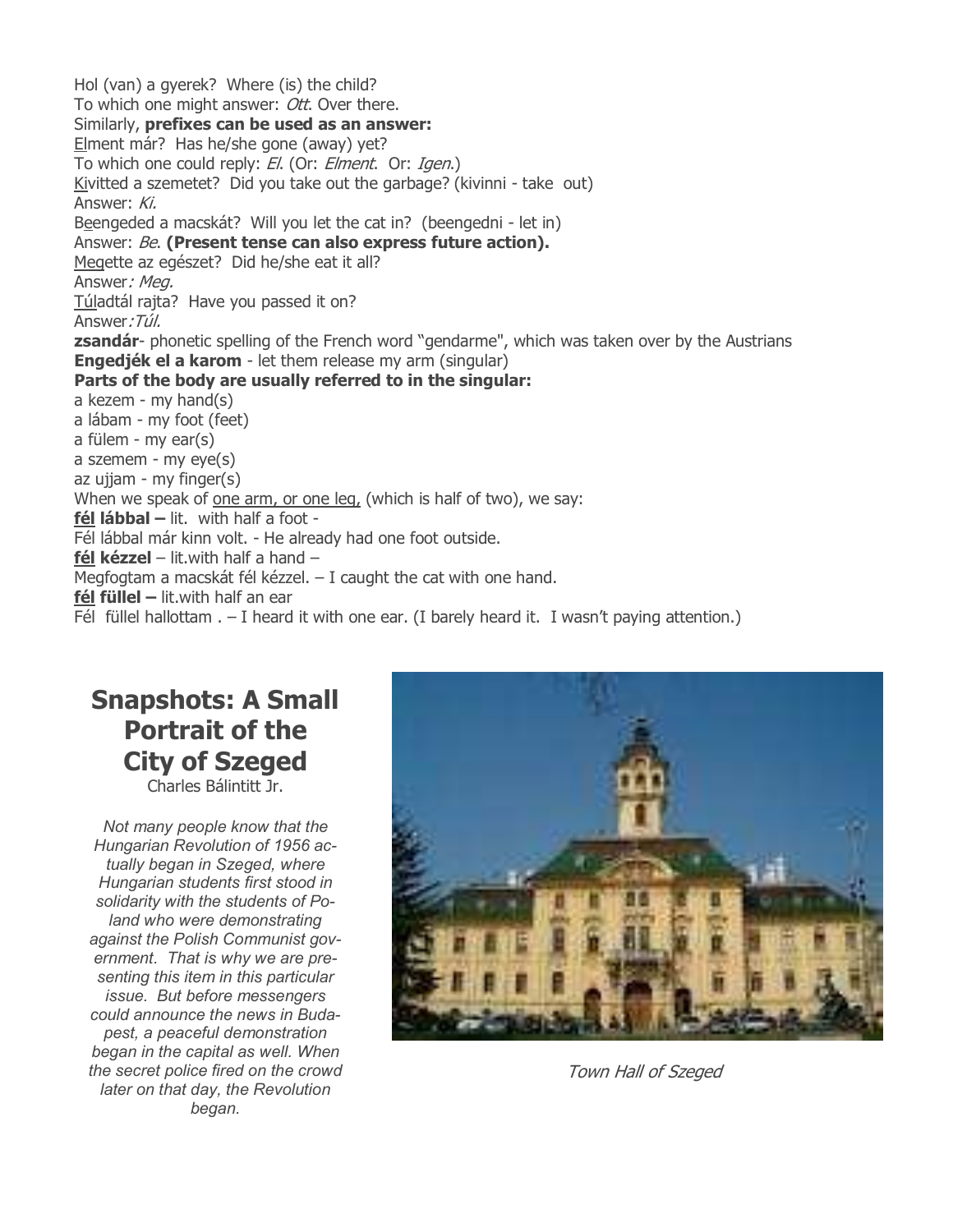Hol (van) a gyerek? Where (is) the child?
To which one might answer: *Ott*. Over there.
Similarly, **prefixes can be used as an answer:**
El ment már? Has he/she gone (away) yet?
To which one could reply: *El*. (Or: *Elment*. Or: *Igen*.)
Ki vitted a szemetet? Did you take out the garbage? (kivinni - take out)
Answer: *Ki.*
Be engeded a macskát? Will you let the cat in? (beengedni - let in)
Answer: *Be*. **(Present tense can also express future action).**
Meg ette az egészet? Did he/she eat it all?
Answer*: Meg.*
Túl adtál rajta? Have you passed it on?
Answer*:Túl.*
**zsandár**- phonetic spelling of the French word "gendarme", which was taken over by the Austrians
**Engedjék el a karom** - let them release my arm (singular)
**Parts of the body are usually referred to in the singular:**
a kezem - my hand(s)
a lábam - my foot (feet)
a fülem - my ear(s)
a szemem - my eye(s)
az ujjam - my finger(s)
When we speak of one arm, or one leg, (which is half of two), we say:
**fél lábbal –** lit. with half a foot -
Fél lábbal már kinn volt. - He already had one foot outside.
**fél kézzel** – lit.with half a hand –
Megfogtam a macskát fél kézzel. – I caught the cat with one hand.
**fél füllel –** lit.with half an ear
Fél füllel hallottam . – I heard it with one ear. (I barely heard it. I wasn't paying attention.)

## Snapshots: A Small Portrait of the City of Szeged

Charles Bálintitt Jr.

*Not many people know that the Hungarian Revolution of 1956 actually began in Szeged, where Hungarian students first stood in solidarity with the students of Poland who were demonstrating against the Polish Communist government. That is why we are presenting this item in this particular issue. But before messengers could announce the news in Budapest, a peaceful demonstration began in the capital as well. When the secret police fired on the crowd later on that day, the Revolution began.*

*Town Hall of Szeged*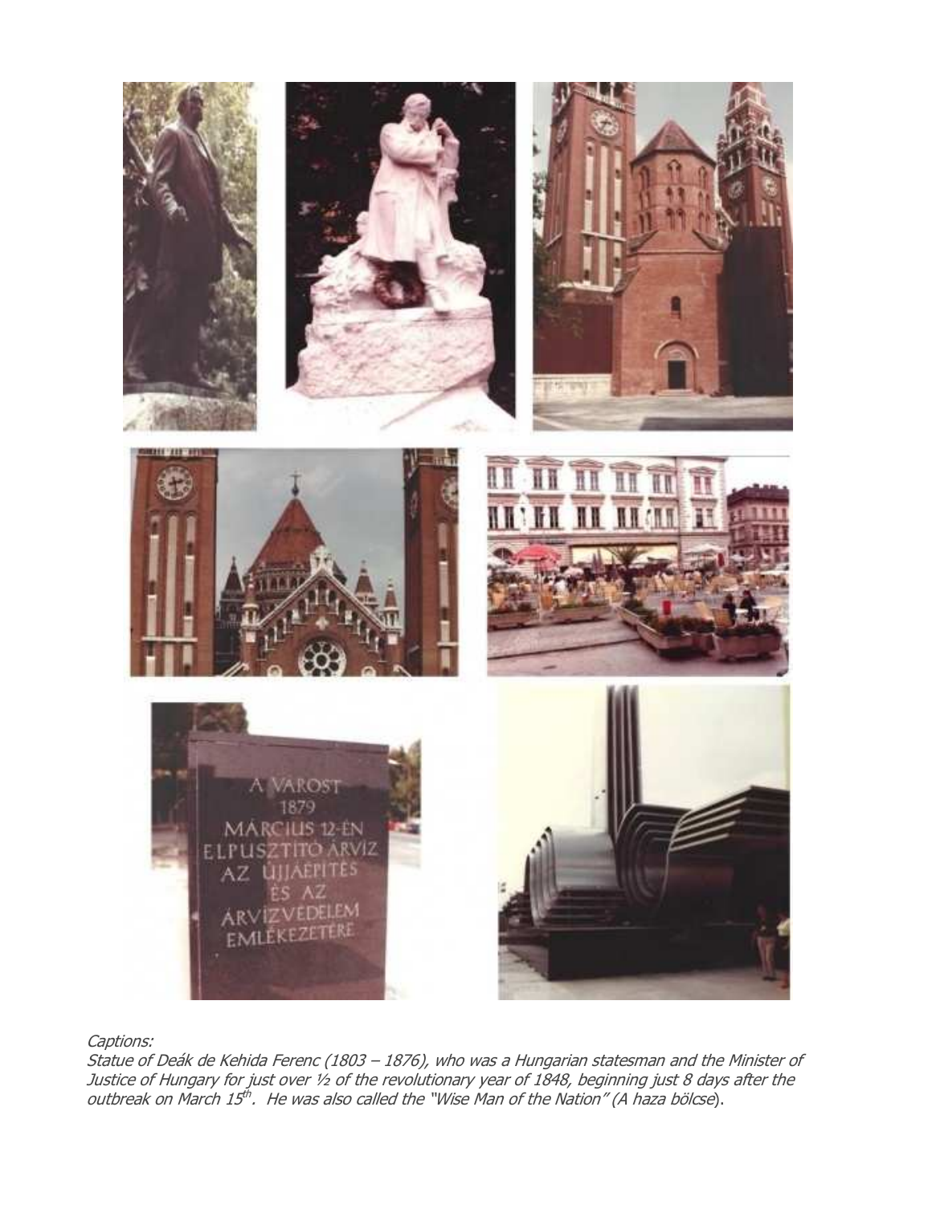*Captions:*

*Statue of Deák de Kehida Ferenc (1803 – 1876), who was a Hungarian statesman and the Minister of Justice of Hungary for just over ½ of the revolutionary year of 1848, beginning just 8 days after the outbreak on March 15th. He was also called the "Wise Man of the Nation" (A haza bölcse).*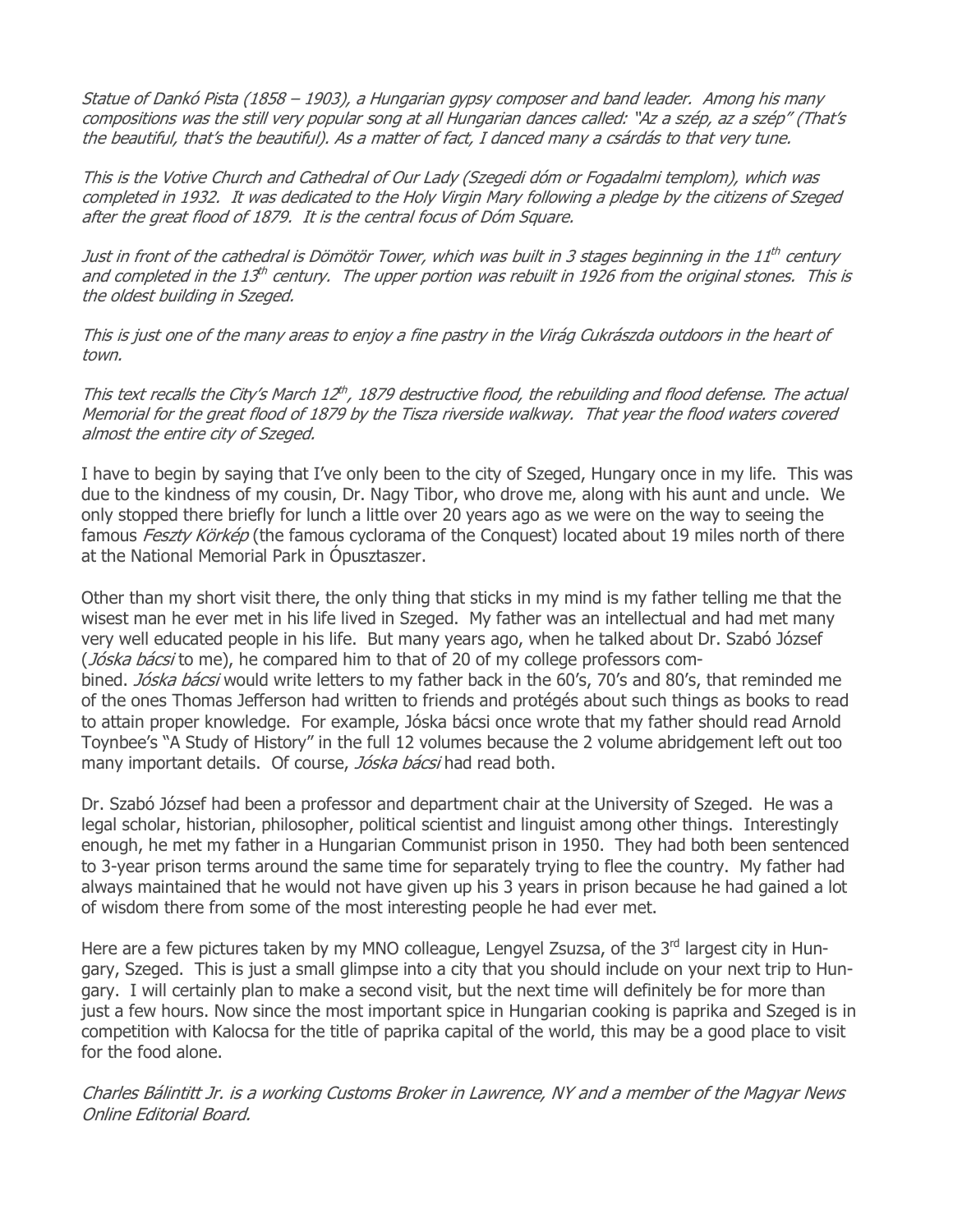*Statue of Dankó Pista (1858 – 1903), a Hungarian gypsy composer and band leader. Among his many compositions was the still very popular song at all Hungarian dances called: "Az a szép, az a szép" (That's the beautiful, that's the beautiful). As a matter of fact, I danced many a csárdás to that very tune.*

*This is the Votive Church and Cathedral of Our Lady (Szegedi dóm or Fogadalmi templom), which was completed in 1932. It was dedicated to the Holy Virgin Mary following a pledge by the citizens of Szeged after the great flood of 1879. It is the central focus of Dóm Square.*

*Just in front of the cathedral is Dömötör Tower, which was built in 3 stages beginning in the 11th century and completed in the 13th century. The upper portion was rebuilt in 1926 from the original stones. This is the oldest building in Szeged.*

*This is just one of the many areas to enjoy a fine pastry in the Virág Cukrászda outdoors in the heart of town.*

*This text recalls the City's March 12th, 1879 destructive flood, the rebuilding and flood defense. The actual Memorial for the great flood of 1879 by the Tisza riverside walkway. That year the flood waters covered almost the entire city of Szeged.*

I have to begin by saying that I've only been to the city of Szeged, Hungary once in my life. This was due to the kindness of my cousin, Dr. Nagy Tibor, who drove me, along with his aunt and uncle. We only stopped there briefly for lunch a little over 20 years ago as we were on the way to seeing the famous *Feszty Körkép* (the famous cyclorama of the Conquest) located about 19 miles north of there at the National Memorial Park in Ópusztaszer.

Other than my short visit there, the only thing that sticks in my mind is my father telling me that the wisest man he ever met in his life lived in Szeged. My father was an intellectual and had met many very well educated people in his life. But many years ago, when he talked about Dr. Szabó József (*Jóska bácsi* to me), he compared him to that of 20 of my college professors combined. *Jóska bácsi* would write letters to my father back in the 60's, 70's and 80's, that reminded me of the ones Thomas Jefferson had written to friends and protégés about such things as books to read to attain proper knowledge. For example, Jóska bácsi once wrote that my father should read Arnold Toynbee's "A Study of History" in the full 12 volumes because the 2 volume abridgement left out too many important details. Of course, *Jóska bácsi* had read both.

Dr. Szabó József had been a professor and department chair at the University of Szeged. He was a legal scholar, historian, philosopher, political scientist and linguist among other things. Interestingly enough, he met my father in a Hungarian Communist prison in 1950. They had both been sentenced to 3-year prison terms around the same time for separately trying to flee the country. My father had always maintained that he would not have given up his 3 years in prison because he had gained a lot of wisdom there from some of the most interesting people he had ever met.

Here are a few pictures taken by my MNO colleague, Lengyel Zsuzsa, of the 3rd largest city in Hungary, Szeged. This is just a small glimpse into a city that you should include on your next trip to Hungary. I will certainly plan to make a second visit, but the next time will definitely be for more than just a few hours. Now since the most important spice in Hungarian cooking is paprika and Szeged is in competition with Kalocsa for the title of paprika capital of the world, this may be a good place to visit for the food alone.

*Charles Bálintitt Jr. is a working Customs Broker in Lawrence, NY and a member of the Magyar News Online Editorial Board.*